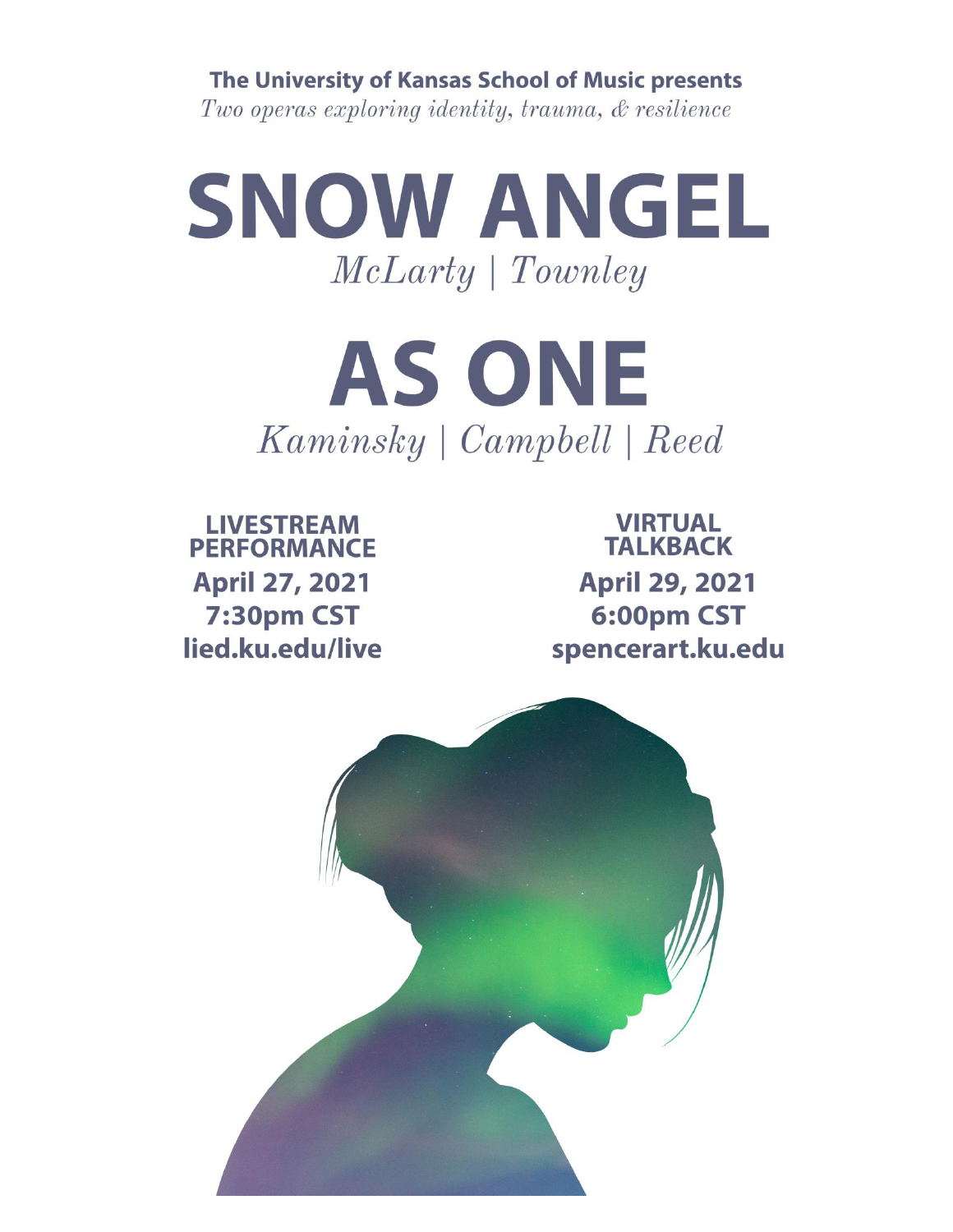**The University of Kansas School of Music presents**

*Two operas exploring identity, trauma, & resilience*

# SNOW ANGEL

*McLarty | Townley*

# AS ONE

*Kaminsky | Campbell | Reed*

**LIVESTREAM PERFORMANCE**
**April 27, 2021**
**7:30pm CST**
**lied.ku.edu/live**

**VIRTUAL TALKBACK**
**April 29, 2021**
**6:00pm CST**
**spencerart.ku.edu**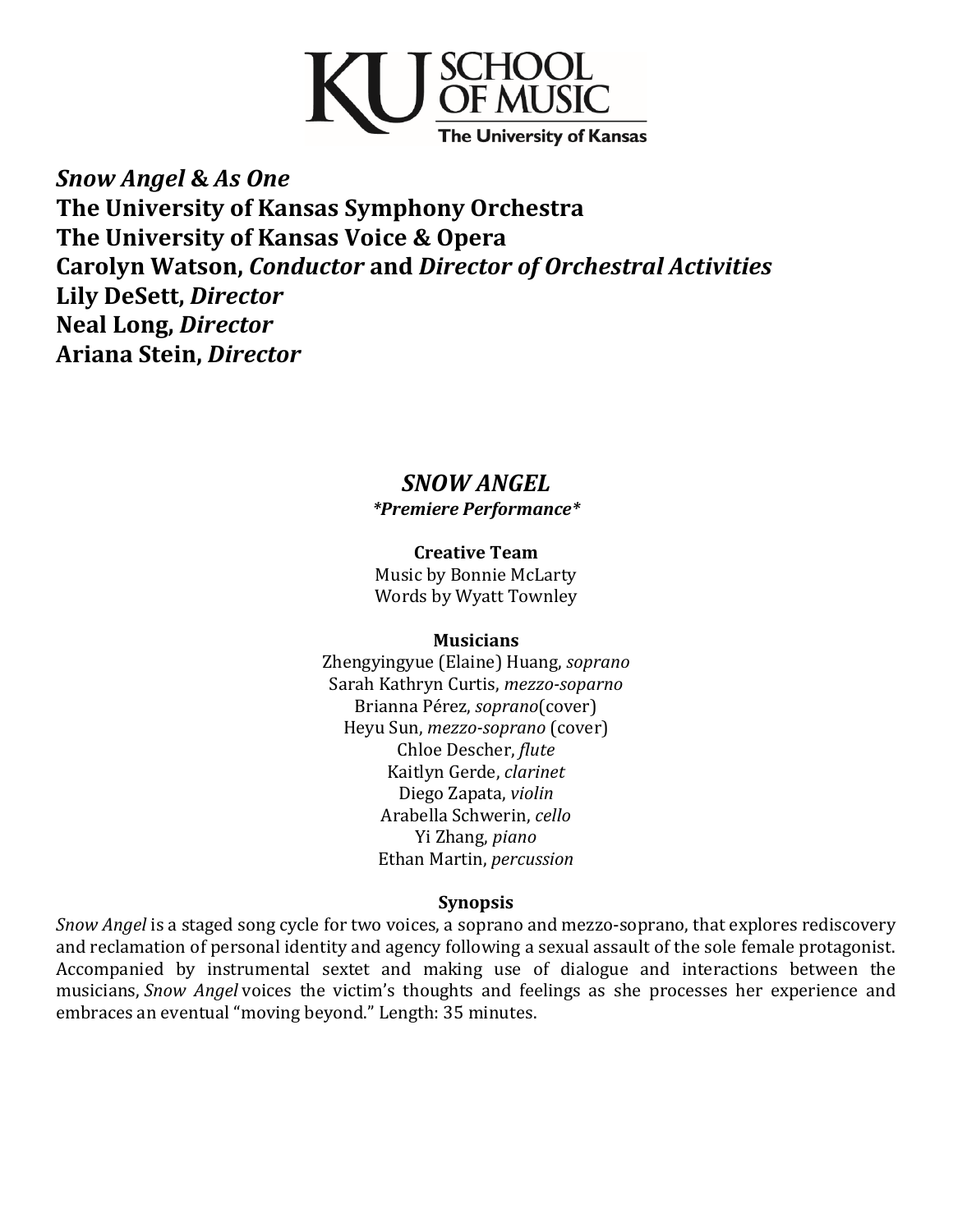KU SCHOOL OF MUSIC
The University of Kansas

***Snow Angel* & *As One***
**The University of Kansas Symphony Orchestra**
**The University of Kansas Voice & Opera**
**Carolyn Watson, *Conductor* and *Director of Orchestral Activities***
**Lily DeSett, *Director***
**Neal Long, *Director***
**Ariana Stein, *Director***

## *SNOW ANGEL*

***\*Premiere Performance\****

**Creative Team**

Music by Bonnie McLarty
Words by Wyatt Townley

**Musicians**

Zhengyingyue (Elaine) Huang, *soprano*
Sarah Kathryn Curtis, *mezzo-soparno*
Brianna Pérez, *soprano*(cover)
Heyu Sun, *mezzo-soprano* (cover)
Chloe Descher, *flute*
Kaitlyn Gerde, *clarinet*
Diego Zapata, *violin*
Arabella Schwerin, *cello*
Yi Zhang, *piano*
Ethan Martin, *percussion*

**Synopsis**

*Snow Angel* is a staged song cycle for two voices, a soprano and mezzo-soprano, that explores rediscovery and reclamation of personal identity and agency following a sexual assault of the sole female protagonist. Accompanied by instrumental sextet and making use of dialogue and interactions between the musicians, *Snow Angel* voices the victim's thoughts and feelings as she processes her experience and embraces an eventual "moving beyond." Length: 35 minutes.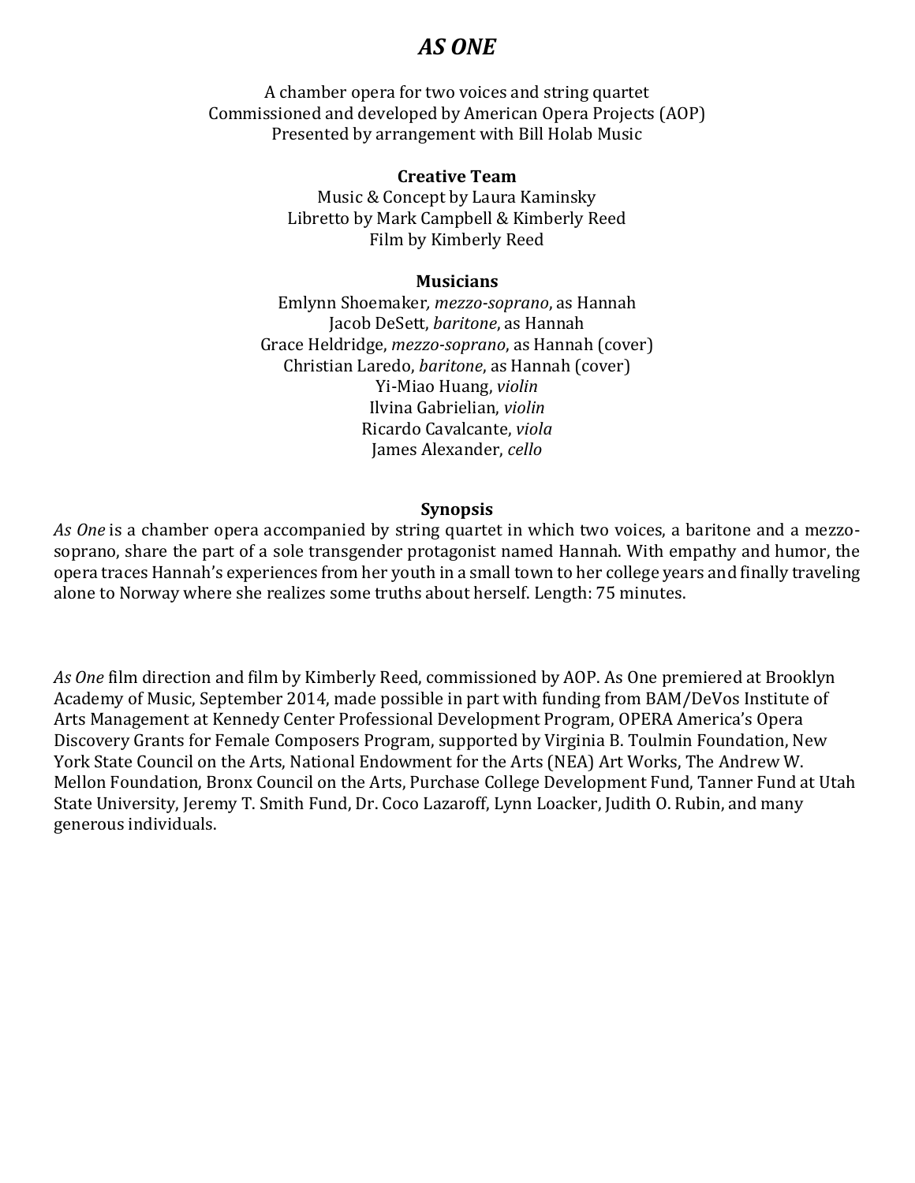# *AS ONE*

A chamber opera for two voices and string quartet
Commissioned and developed by American Opera Projects (AOP)
Presented by arrangement with Bill Holab Music

**Creative Team**

Music & Concept by Laura Kaminsky
Libretto by Mark Campbell & Kimberly Reed
Film by Kimberly Reed

**Musicians**

Emlynn Shoemaker, *mezzo-soprano*, as Hannah
Jacob DeSett, *baritone*, as Hannah
Grace Heldridge, *mezzo-soprano*, as Hannah (cover)
Christian Laredo, *baritone*, as Hannah (cover)
Yi-Miao Huang, *violin*
Ilvina Gabrielian, *violin*
Ricardo Cavalcante, *viola*
James Alexander, *cello*

**Synopsis**

*As One* is a chamber opera accompanied by string quartet in which two voices, a baritone and a mezzo-soprano, share the part of a sole transgender protagonist named Hannah. With empathy and humor, the opera traces Hannah's experiences from her youth in a small town to her college years and finally traveling alone to Norway where she realizes some truths about herself. Length: 75 minutes.

*As One* film direction and film by Kimberly Reed, commissioned by AOP. As One premiered at Brooklyn Academy of Music, September 2014, made possible in part with funding from BAM/DeVos Institute of Arts Management at Kennedy Center Professional Development Program, OPERA America's Opera Discovery Grants for Female Composers Program, supported by Virginia B. Toulmin Foundation, New York State Council on the Arts, National Endowment for the Arts (NEA) Art Works, The Andrew W. Mellon Foundation, Bronx Council on the Arts, Purchase College Development Fund, Tanner Fund at Utah State University, Jeremy T. Smith Fund, Dr. Coco Lazaroff, Lynn Loacker, Judith O. Rubin, and many generous individuals.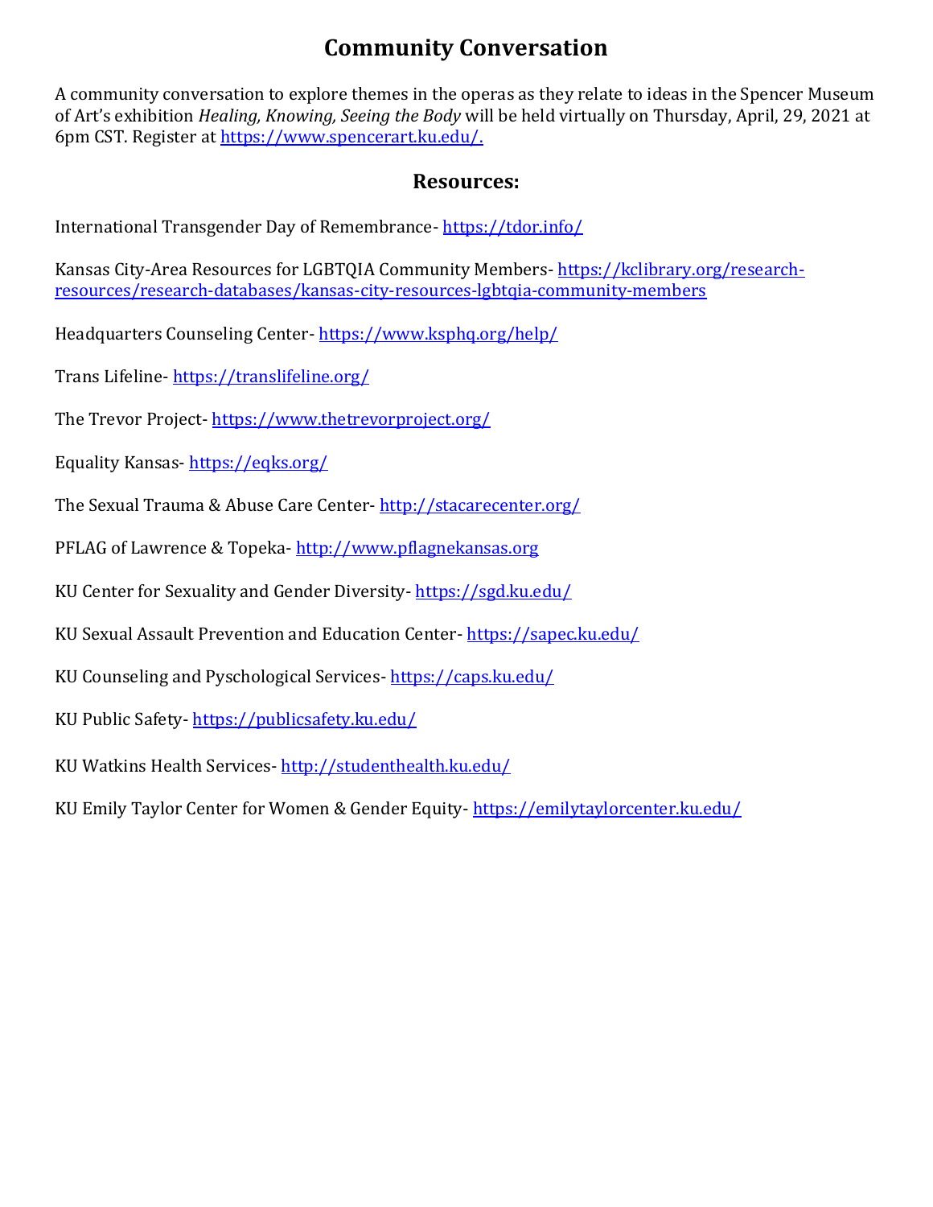# Community Conversation

A community conversation to explore themes in the operas as they relate to ideas in the Spencer Museum of Art's exhibition *Healing, Knowing, Seeing the Body* will be held virtually on Thursday, April, 29, 2021 at 6pm CST. Register at https://www.spencerart.ku.edu/.

## Resources:

International Transgender Day of Remembrance- https://tdor.info/

Kansas City-Area Resources for LGBTQIA Community Members- https://kclibrary.org/research-resources/research-databases/kansas-city-resources-lgbtqia-community-members

Headquarters Counseling Center- https://www.ksphq.org/help/

Trans Lifeline- https://translifeline.org/

The Trevor Project- https://www.thetrevorproject.org/

Equality Kansas- https://eqks.org/

The Sexual Trauma & Abuse Care Center- http://stacarecenter.org/

PFLAG of Lawrence & Topeka- http://www.pflagnekansas.org

KU Center for Sexuality and Gender Diversity- https://sgd.ku.edu/

KU Sexual Assault Prevention and Education Center- https://sapec.ku.edu/

KU Counseling and Pyschological Services- https://caps.ku.edu/

KU Public Safety- https://publicsafety.ku.edu/

KU Watkins Health Services- http://studenthealth.ku.edu/

KU Emily Taylor Center for Women & Gender Equity- https://emilytaylorcenter.ku.edu/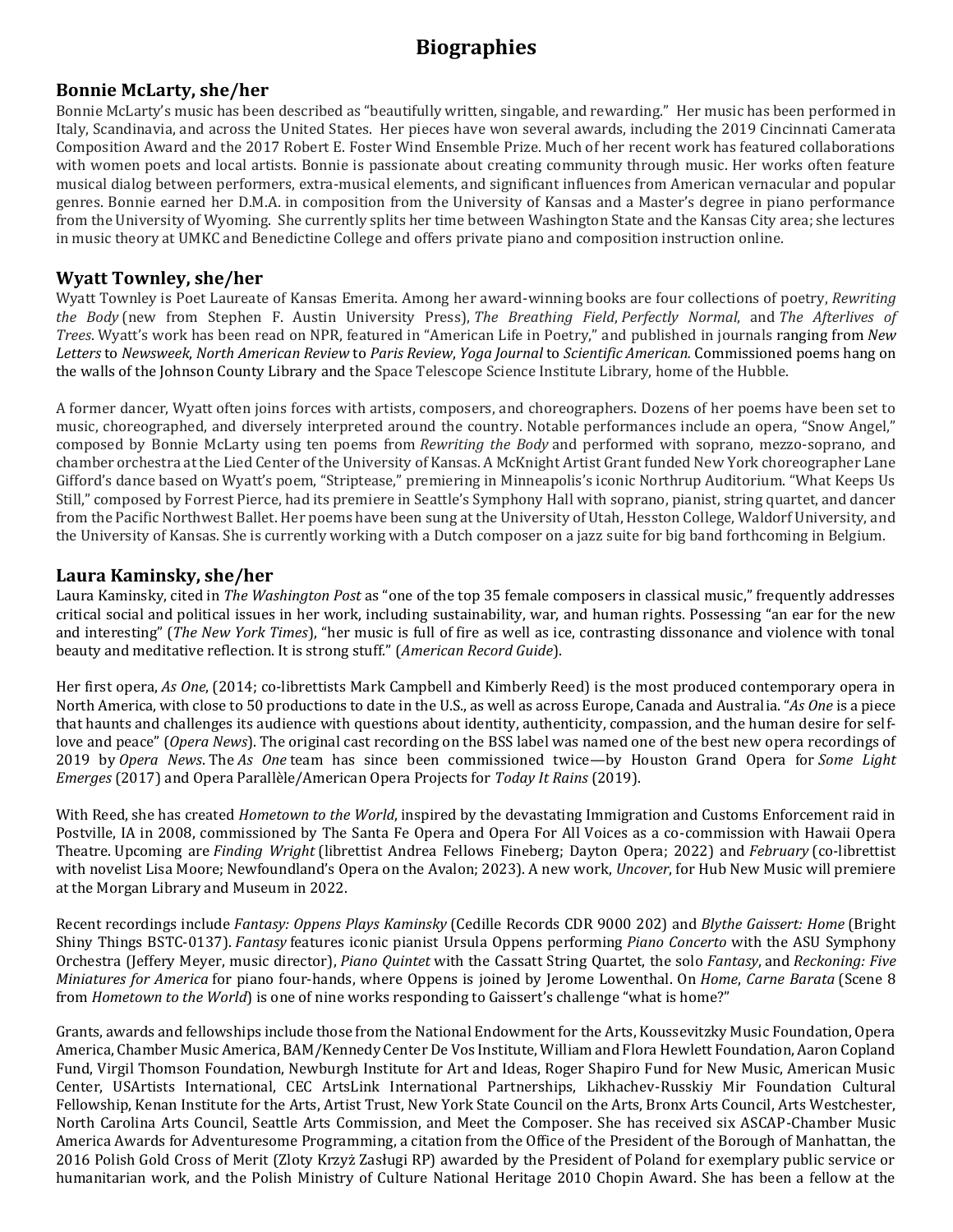# Biographies

## Bonnie McLarty, she/her

Bonnie McLarty's music has been described as "beautifully written, singable, and rewarding." Her music has been performed in Italy, Scandinavia, and across the United States. Her pieces have won several awards, including the 2019 Cincinnati Camerata Composition Award and the 2017 Robert E. Foster Wind Ensemble Prize. Much of her recent work has featured collaborations with women poets and local artists. Bonnie is passionate about creating community through music. Her works often feature musical dialog between performers, extra-musical elements, and significant influences from American vernacular and popular genres. Bonnie earned her D.M.A. in composition from the University of Kansas and a Master's degree in piano performance from the University of Wyoming. She currently splits her time between Washington State and the Kansas City area; she lectures in music theory at UMKC and Benedictine College and offers private piano and composition instruction online.

## Wyatt Townley, she/her

Wyatt Townley is Poet Laureate of Kansas Emerita. Among her award-winning books are four collections of poetry, *Rewriting the Body* (new from Stephen F. Austin University Press), *The Breathing Field*, *Perfectly Normal*, and *The Afterlives of Trees*. Wyatt's work has been read on NPR, featured in "American Life in Poetry," and published in journals ranging from *New Letters* to *Newsweek*, *North American Review* to *Paris Review*, *Yoga Journal* to *Scientific American.* Commissioned poems hang on the walls of the Johnson County Library and the Space Telescope Science Institute Library, home of the Hubble.

A former dancer, Wyatt often joins forces with artists, composers, and choreographers. Dozens of her poems have been set to music, choreographed, and diversely interpreted around the country. Notable performances include an opera, "Snow Angel," composed by Bonnie McLarty using ten poems from *Rewriting the Body* and performed with soprano, mezzo-soprano, and chamber orchestra at the Lied Center of the University of Kansas. A McKnight Artist Grant funded New York choreographer Lane Gifford's dance based on Wyatt's poem, "Striptease," premiering in Minneapolis's iconic Northrup Auditorium. "What Keeps Us Still," composed by Forrest Pierce, had its premiere in Seattle's Symphony Hall with soprano, pianist, string quartet, and dancer from the Pacific Northwest Ballet. Her poems have been sung at the University of Utah, Hesston College, Waldorf University, and the University of Kansas. She is currently working with a Dutch composer on a jazz suite for big band forthcoming in Belgium.

## Laura Kaminsky, she/her

Laura Kaminsky, cited in *The Washington Post* as "one of the top 35 female composers in classical music," frequently addresses critical social and political issues in her work, including sustainability, war, and human rights. Possessing "an ear for the new and interesting" (*The New York Times*), "her music is full of fire as well as ice, contrasting dissonance and violence with tonal beauty and meditative reflection. It is strong stuff." (*American Record Guide*).

Her first opera, *As One*, (2014; co-librettists Mark Campbell and Kimberly Reed) is the most produced contemporary opera in North America, with close to 50 productions to date in the U.S., as well as across Europe, Canada and Australia. "*As One* is a piece that haunts and challenges its audience with questions about identity, authenticity, compassion, and the human desire for self-love and peace" (*Opera News*). The original cast recording on the BSS label was named one of the best new opera recordings of 2019 by *Opera News*. The *As One* team has since been commissioned twice—by Houston Grand Opera for *Some Light Emerges* (2017) and Opera Parallèle/American Opera Projects for *Today It Rains* (2019).

With Reed, she has created *Hometown to the World*, inspired by the devastating Immigration and Customs Enforcement raid in Postville, IA in 2008, commissioned by The Santa Fe Opera and Opera For All Voices as a co-commission with Hawaii Opera Theatre. Upcoming are *Finding Wright* (librettist Andrea Fellows Fineberg; Dayton Opera; 2022) and *February* (co-librettist with novelist Lisa Moore; Newfoundland's Opera on the Avalon; 2023). A new work, *Uncover*, for Hub New Music will premiere at the Morgan Library and Museum in 2022.

Recent recordings include *Fantasy: Oppens Plays Kaminsky* (Cedille Records CDR 9000 202) and *Blythe Gaissert: Home* (Bright Shiny Things BSTC-0137). *Fantasy* features iconic pianist Ursula Oppens performing *Piano Concerto* with the ASU Symphony Orchestra (Jeffery Meyer, music director), *Piano Quintet* with the Cassatt String Quartet, the solo *Fantasy*, and *Reckoning: Five Miniatures for America* for piano four-hands, where Oppens is joined by Jerome Lowenthal. On *Home*, *Carne Barata* (Scene 8 from *Hometown to the World*) is one of nine works responding to Gaissert's challenge "what is home?"

Grants, awards and fellowships include those from the National Endowment for the Arts, Koussevitzky Music Foundation, Opera America, Chamber Music America, BAM/Kennedy Center De Vos Institute, William and Flora Hewlett Foundation, Aaron Copland Fund, Virgil Thomson Foundation, Newburgh Institute for Art and Ideas, Roger Shapiro Fund for New Music, American Music Center, USArtists International, CEC ArtsLink International Partnerships, Likhachev-Russkiy Mir Foundation Cultural Fellowship, Kenan Institute for the Arts, Artist Trust, New York State Council on the Arts, Bronx Arts Council, Arts Westchester, North Carolina Arts Council, Seattle Arts Commission, and Meet the Composer. She has received six ASCAP-Chamber Music America Awards for Adventuresome Programming, a citation from the Office of the President of the Borough of Manhattan, the 2016 Polish Gold Cross of Merit (Zloty Krzyż Zasługi RP) awarded by the President of Poland for exemplary public service or humanitarian work, and the Polish Ministry of Culture National Heritage 2010 Chopin Award. She has been a fellow at the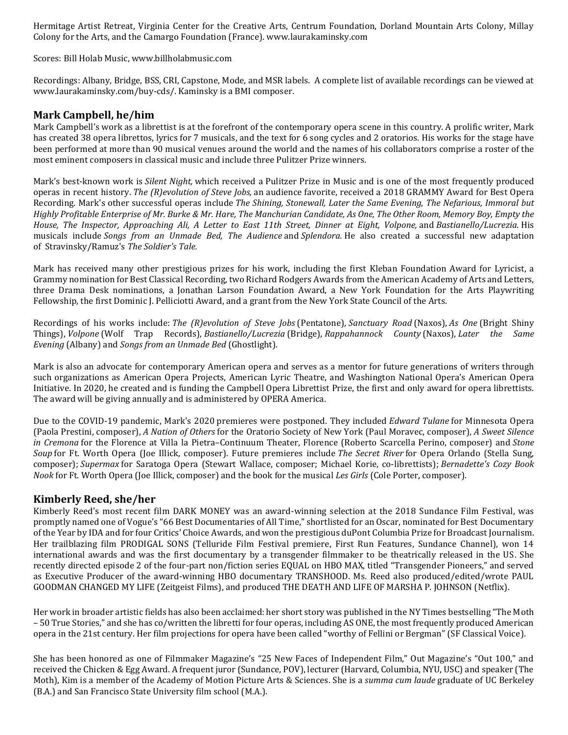Hermitage Artist Retreat, Virginia Center for the Creative Arts, Centrum Foundation, Dorland Mountain Arts Colony, Millay Colony for the Arts, and the Camargo Foundation (France). www.laurakaminsky.com

Scores: Bill Holab Music, www.billholabmusic.com

Recordings: Albany, Bridge, BSS, CRI, Capstone, Mode, and MSR labels. A complete list of available recordings can be viewed at www.laurakaminsky.com/buy-cds/. Kaminsky is a BMI composer.

## Mark Campbell, he/him

Mark Campbell's work as a librettist is at the forefront of the contemporary opera scene in this country. A prolific writer, Mark has created 38 opera librettos, lyrics for 7 musicals, and the text for 6 song cycles and 2 oratorios. His works for the stage have been performed at more than 90 musical venues around the world and the names of his collaborators comprise a roster of the most eminent composers in classical music and include three Pulitzer Prize winners.

Mark's best-known work is *Silent Night,* which received a Pulitzer Prize in Music and is one of the most frequently produced operas in recent history. *The (R)evolution of Steve Jobs,* an audience favorite, received a 2018 GRAMMY Award for Best Opera Recording. Mark's other successful operas include *The Shining, Stonewall, Later the Same Evening, The Nefarious, Immoral but Highly Profitable Enterprise of Mr. Burke & Mr. Hare, The Manchurian Candidate, As One, The Other Room, Memory Boy, Empty the House, The Inspector, Approaching Ali, A Letter to East 11th Street, Dinner at Eight, Volpone,* and *Bastianello/Lucrezia.* His musicals include *Songs from an Unmade Bed, The Audience* and *Splendora.* He also created a successful new adaptation of Stravinsky/Ramuz's *The Soldier's Tale.*

Mark has received many other prestigious prizes for his work, including the first Kleban Foundation Award for Lyricist, a Grammy nomination for Best Classical Recording, two Richard Rodgers Awards from the American Academy of Arts and Letters, three Drama Desk nominations, a Jonathan Larson Foundation Award, a New York Foundation for the Arts Playwriting Fellowship, the first Dominic J. Pelliciotti Award, and a grant from the New York State Council of the Arts.

Recordings of his works include: *The (R)evolution of Steve Jobs* (Pentatone), *Sanctuary Road* (Naxos), *As One* (Bright Shiny Things), *Volpone* (Wolf Trap Records), *Bastianello/Lucrezia* (Bridge), *Rappahannock County* (Naxos), *Later the Same Evening* (Albany) and *Songs from an Unmade Bed* (Ghostlight).

Mark is also an advocate for contemporary American opera and serves as a mentor for future generations of writers through such organizations as American Opera Projects, American Lyric Theatre, and Washington National Opera's American Opera Initiative. In 2020, he created and is funding the Campbell Opera Librettist Prize, the first and only award for opera librettists. The award will be giving annually and is administered by OPERA America.

Due to the COVID-19 pandemic, Mark's 2020 premieres were postponed. They included *Edward Tulane* for Minnesota Opera (Paola Prestini, composer), *A Nation of Others* for the Oratorio Society of New York (Paul Moravec, composer), *A Sweet Silence in Cremona* for the Florence at Villa la Pietra–Continuum Theater, Florence (Roberto Scarcella Perino, composer) and *Stone Soup* for Ft. Worth Opera (Joe Illick, composer). Future premieres include *The Secret River* for Opera Orlando (Stella Sung, composer); *Supermax* for Saratoga Opera (Stewart Wallace, composer; Michael Korie, co-librettists); *Bernadette's Cozy Book Nook* for Ft. Worth Opera (Joe Illick, composer) and the book for the musical *Les Girls* (Cole Porter, composer).

## Kimberly Reed, she/her

Kimberly Reed's most recent film DARK MONEY was an award-winning selection at the 2018 Sundance Film Festival, was promptly named one of Vogue's "66 Best Documentaries of All Time," shortlisted for an Oscar, nominated for Best Documentary of the Year by IDA and for four Critics' Choice Awards, and won the prestigious duPont Columbia Prize for Broadcast Journalism. Her trailblazing film PRODIGAL SONS (Telluride Film Festival premiere, First Run Features, Sundance Channel), won 14 international awards and was the first documentary by a transgender filmmaker to be theatrically released in the US. She recently directed episode 2 of the four-part non/fiction series EQUAL on HBO MAX, titled "Transgender Pioneers," and served as Executive Producer of the award-winning HBO documentary TRANSHOOD. Ms. Reed also produced/edited/wrote PAUL GOODMAN CHANGED MY LIFE (Zeitgeist Films), and produced THE DEATH AND LIFE OF MARSHA P. JOHNSON (Netflix).

Her work in broader artistic fields has also been acclaimed: her short story was published in the NY Times bestselling "The Moth – 50 True Stories," and she has co/written the libretti for four operas, including AS ONE, the most frequently produced American opera in the 21st century. Her film projections for opera have been called "worthy of Fellini or Bergman" (SF Classical Voice).

She has been honored as one of Filmmaker Magazine's "25 New Faces of Independent Film," Out Magazine's "Out 100," and received the Chicken & Egg Award. A frequent juror (Sundance, POV), lecturer (Harvard, Columbia, NYU, USC) and speaker (The Moth), Kim is a member of the Academy of Motion Picture Arts & Sciences. She is a *summa cum laude* graduate of UC Berkeley (B.A.) and San Francisco State University film school (M.A.).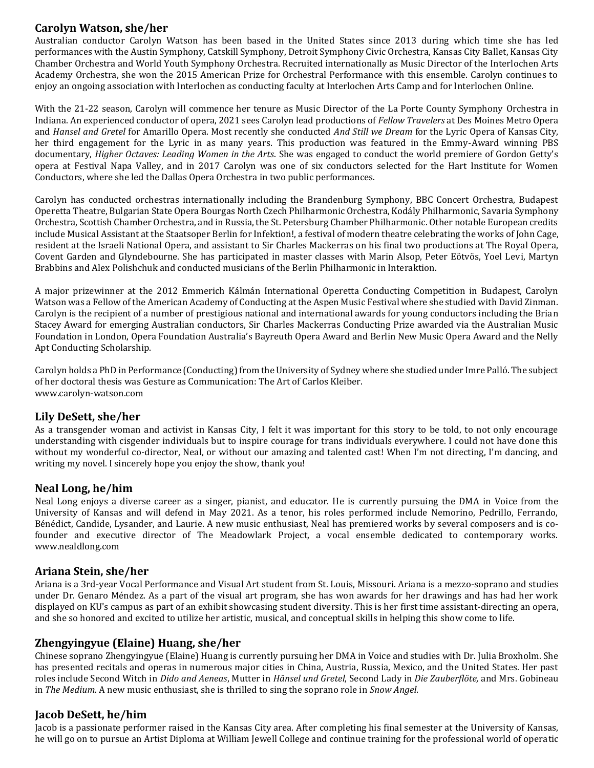## Carolyn Watson, she/her

Australian conductor Carolyn Watson has been based in the United States since 2013 during which time she has led performances with the Austin Symphony, Catskill Symphony, Detroit Symphony Civic Orchestra, Kansas City Ballet, Kansas City Chamber Orchestra and World Youth Symphony Orchestra. Recruited internationally as Music Director of the Interlochen Arts Academy Orchestra, she won the 2015 American Prize for Orchestral Performance with this ensemble. Carolyn continues to enjoy an ongoing association with Interlochen as conducting faculty at Interlochen Arts Camp and for Interlochen Online.

With the 21-22 season, Carolyn will commence her tenure as Music Director of the La Porte County Symphony Orchestra in Indiana. An experienced conductor of opera, 2021 sees Carolyn lead productions of *Fellow Travelers* at Des Moines Metro Opera and *Hansel and Gretel* for Amarillo Opera. Most recently she conducted *And Still we Dream* for the Lyric Opera of Kansas City, her third engagement for the Lyric in as many years. This production was featured in the Emmy-Award winning PBS documentary, *Higher Octaves: Leading Women in the Arts*. She was engaged to conduct the world premiere of Gordon Getty's opera at Festival Napa Valley, and in 2017 Carolyn was one of six conductors selected for the Hart Institute for Women Conductors, where she led the Dallas Opera Orchestra in two public performances.

Carolyn has conducted orchestras internationally including the Brandenburg Symphony, BBC Concert Orchestra, Budapest Operetta Theatre, Bulgarian State Opera Bourgas North Czech Philharmonic Orchestra, Kodály Philharmonic, Savaria Symphony Orchestra, Scottish Chamber Orchestra, and in Russia, the St. Petersburg Chamber Philharmonic. Other notable European credits include Musical Assistant at the Staatsoper Berlin for Infektion!, a festival of modern theatre celebrating the works of John Cage, resident at the Israeli National Opera, and assistant to Sir Charles Mackerras on his final two productions at The Royal Opera, Covent Garden and Glyndebourne. She has participated in master classes with Marin Alsop, Peter Eötvös, Yoel Levi, Martyn Brabbins and Alex Polishchuk and conducted musicians of the Berlin Philharmonic in Interaktion.

A major prizewinner at the 2012 Emmerich Kálmán International Operetta Conducting Competition in Budapest, Carolyn Watson was a Fellow of the American Academy of Conducting at the Aspen Music Festival where she studied with David Zinman. Carolyn is the recipient of a number of prestigious national and international awards for young conductors including the Brian Stacey Award for emerging Australian conductors, Sir Charles Mackerras Conducting Prize awarded via the Australian Music Foundation in London, Opera Foundation Australia's Bayreuth Opera Award and Berlin New Music Opera Award and the Nelly Apt Conducting Scholarship.

Carolyn holds a PhD in Performance (Conducting) from the University of Sydney where she studied under Imre Palló. The subject of her doctoral thesis was Gesture as Communication: The Art of Carlos Kleiber.
www.carolyn-watson.com

## Lily DeSett, she/her

As a transgender woman and activist in Kansas City, I felt it was important for this story to be told, to not only encourage understanding with cisgender individuals but to inspire courage for trans individuals everywhere. I could not have done this without my wonderful co-director, Neal, or without our amazing and talented cast! When I'm not directing, I'm dancing, and writing my novel. I sincerely hope you enjoy the show, thank you!

## Neal Long, he/him

Neal Long enjoys a diverse career as a singer, pianist, and educator. He is currently pursuing the DMA in Voice from the University of Kansas and will defend in May 2021. As a tenor, his roles performed include Nemorino, Pedrillo, Ferrando, Bénédict, Candide, Lysander, and Laurie. A new music enthusiast, Neal has premiered works by several composers and is co-founder and executive director of The Meadowlark Project, a vocal ensemble dedicated to contemporary works.
www.nealdlong.com

## Ariana Stein, she/her

Ariana is a 3rd-year Vocal Performance and Visual Art student from St. Louis, Missouri. Ariana is a mezzo-soprano and studies under Dr. Genaro Méndez. As a part of the visual art program, she has won awards for her drawings and has had her work displayed on KU's campus as part of an exhibit showcasing student diversity. This is her first time assistant-directing an opera, and she so honored and excited to utilize her artistic, musical, and conceptual skills in helping this show come to life.

## Zhengyingyue (Elaine) Huang, she/her

Chinese soprano Zhengyingyue (Elaine) Huang is currently pursuing her DMA in Voice and studies with Dr. Julia Broxholm. She has presented recitals and operas in numerous major cities in China, Austria, Russia, Mexico, and the United States. Her past roles include Second Witch in *Dido and Aeneas*, Mutter in *Hänsel und Gretel*, Second Lady in *Die Zauberflöte,* and Mrs. Gobineau in *The Medium*. A new music enthusiast, she is thrilled to sing the soprano role in *Snow Angel*.

## Jacob DeSett, he/him

Jacob is a passionate performer raised in the Kansas City area. After completing his final semester at the University of Kansas, he will go on to pursue an Artist Diploma at William Jewell College and continue training for the professional world of operatic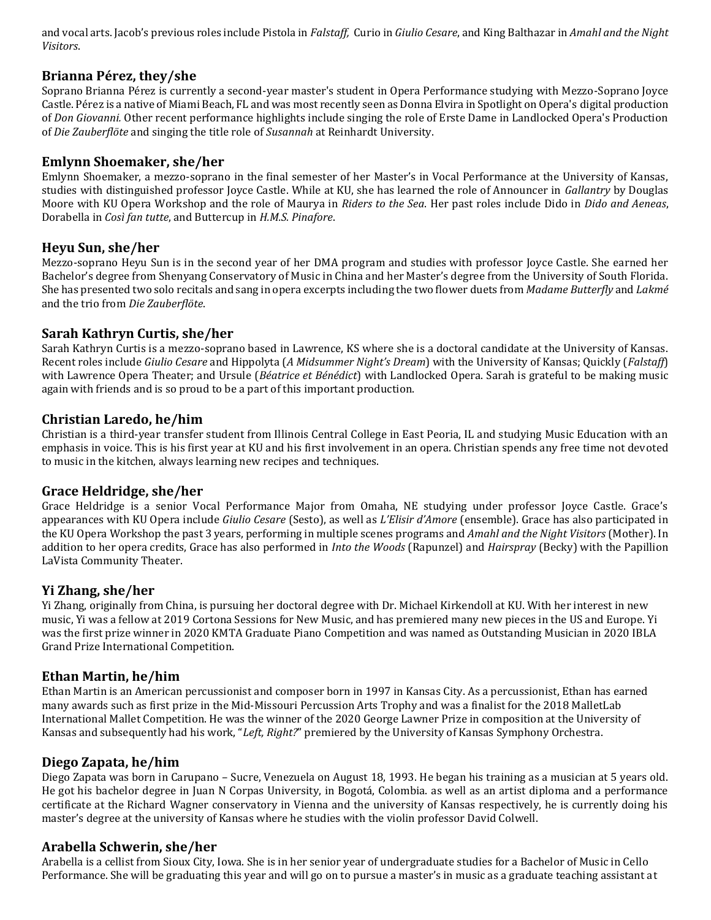and vocal arts. Jacob's previous roles include Pistola in *Falstaff,* Curio in *Giulio Cesare*, and King Balthazar in *Amahl and the Night Visitors*.

### Brianna Pérez, they/she

Soprano Brianna Pérez is currently a second-year master's student in Opera Performance studying with Mezzo-Soprano Joyce Castle. Pérez is a native of Miami Beach, FL and was most recently seen as Donna Elvira in Spotlight on Opera's digital production of *Don Giovanni.* Other recent performance highlights include singing the role of Erste Dame in Landlocked Opera's Production of *Die Zauberflöte* and singing the title role of *Susannah* at Reinhardt University.

### Emlynn Shoemaker, she/her

Emlynn Shoemaker, a mezzo-soprano in the final semester of her Master's in Vocal Performance at the University of Kansas, studies with distinguished professor Joyce Castle. While at KU, she has learned the role of Announcer in *Gallantry* by Douglas Moore with KU Opera Workshop and the role of Maurya in *Riders to the Sea*. Her past roles include Dido in *Dido and Aeneas*, Dorabella in *Così fan tutte*, and Buttercup in *H.M.S. Pinafore*.

### Heyu Sun, she/her

Mezzo-soprano Heyu Sun is in the second year of her DMA program and studies with professor Joyce Castle. She earned her Bachelor's degree from Shenyang Conservatory of Music in China and her Master's degree from the University of South Florida. She has presented two solo recitals and sang in opera excerpts including the two flower duets from *Madame Butterfly* and *Lakmé* and the trio from *Die Zauberflöte*.

### Sarah Kathryn Curtis, she/her

Sarah Kathryn Curtis is a mezzo-soprano based in Lawrence, KS where she is a doctoral candidate at the University of Kansas. Recent roles include *Giulio Cesare* and Hippolyta (*A Midsummer Night's Dream*) with the University of Kansas; Quickly (*Falstaff*) with Lawrence Opera Theater; and Ursule (*Béatrice et Bénédict*) with Landlocked Opera. Sarah is grateful to be making music again with friends and is so proud to be a part of this important production.

### Christian Laredo, he/him

Christian is a third-year transfer student from Illinois Central College in East Peoria, IL and studying Music Education with an emphasis in voice. This is his first year at KU and his first involvement in an opera. Christian spends any free time not devoted to music in the kitchen, always learning new recipes and techniques.

### Grace Heldridge, she/her

Grace Heldridge is a senior Vocal Performance Major from Omaha, NE studying under professor Joyce Castle. Grace's appearances with KU Opera include *Giulio Cesare* (Sesto), as well as *L'Elisir d'Amore* (ensemble). Grace has also participated in the KU Opera Workshop the past 3 years, performing in multiple scenes programs and *Amahl and the Night Visitors* (Mother). In addition to her opera credits, Grace has also performed in *Into the Woods* (Rapunzel) and *Hairspray* (Becky) with the Papillion LaVista Community Theater.

### Yi Zhang, she/her

Yi Zhang, originally from China, is pursuing her doctoral degree with Dr. Michael Kirkendoll at KU. With her interest in new music, Yi was a fellow at 2019 Cortona Sessions for New Music, and has premiered many new pieces in the US and Europe. Yi was the first prize winner in 2020 KMTA Graduate Piano Competition and was named as Outstanding Musician in 2020 IBLA Grand Prize International Competition.

### Ethan Martin, he/him

Ethan Martin is an American percussionist and composer born in 1997 in Kansas City. As a percussionist, Ethan has earned many awards such as first prize in the Mid-Missouri Percussion Arts Trophy and was a finalist for the 2018 MalletLab International Mallet Competition. He was the winner of the 2020 George Lawner Prize in composition at the University of Kansas and subsequently had his work, "*Left, Right?*" premiered by the University of Kansas Symphony Orchestra.

### Diego Zapata, he/him

Diego Zapata was born in Carupano – Sucre, Venezuela on August 18, 1993. He began his training as a musician at 5 years old. He got his bachelor degree in Juan N Corpas University, in Bogotá, Colombia. as well as an artist diploma and a performance certificate at the Richard Wagner conservatory in Vienna and the university of Kansas respectively, he is currently doing his master's degree at the university of Kansas where he studies with the violin professor David Colwell.

### Arabella Schwerin, she/her

Arabella is a cellist from Sioux City, Iowa. She is in her senior year of undergraduate studies for a Bachelor of Music in Cello Performance. She will be graduating this year and will go on to pursue a master's in music as a graduate teaching assistant at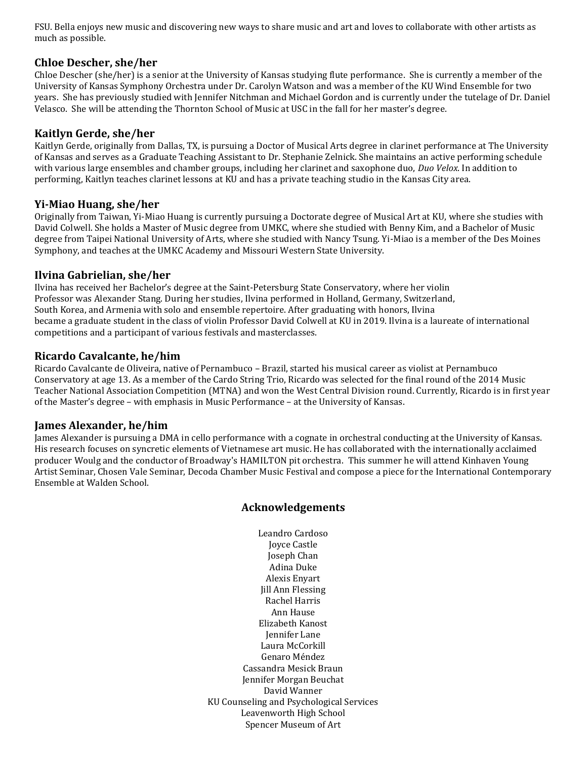FSU. Bella enjoys new music and discovering new ways to share music and art and loves to collaborate with other artists as much as possible.

### Chloe Descher, she/her

Chloe Descher (she/her) is a senior at the University of Kansas studying flute performance. She is currently a member of the University of Kansas Symphony Orchestra under Dr. Carolyn Watson and was a member of the KU Wind Ensemble for two years. She has previously studied with Jennifer Nitchman and Michael Gordon and is currently under the tutelage of Dr. Daniel Velasco. She will be attending the Thornton School of Music at USC in the fall for her master's degree.

### Kaitlyn Gerde, she/her

Kaitlyn Gerde, originally from Dallas, TX, is pursuing a Doctor of Musical Arts degree in clarinet performance at The University of Kansas and serves as a Graduate Teaching Assistant to Dr. Stephanie Zelnick. She maintains an active performing schedule with various large ensembles and chamber groups, including her clarinet and saxophone duo, *Duo Velox*. In addition to performing, Kaitlyn teaches clarinet lessons at KU and has a private teaching studio in the Kansas City area.

### Yi-Miao Huang, she/her

Originally from Taiwan, Yi-Miao Huang is currently pursuing a Doctorate degree of Musical Art at KU, where she studies with David Colwell. She holds a Master of Music degree from UMKC, where she studied with Benny Kim, and a Bachelor of Music degree from Taipei National University of Arts, where she studied with Nancy Tsung. Yi-Miao is a member of the Des Moines Symphony, and teaches at the UMKC Academy and Missouri Western State University.

### Ilvina Gabrielian, she/her

Ilvina has received her Bachelor's degree at the Saint-Petersburg State Conservatory, where her violin Professor was Alexander Stang. During her studies, Ilvina performed in Holland, Germany, Switzerland, South Korea, and Armenia with solo and ensemble repertoire. After graduating with honors, Ilvina became a graduate student in the class of violin Professor David Colwell at KU in 2019. Ilvina is a laureate of international competitions and a participant of various festivals and masterclasses.

### Ricardo Cavalcante, he/him

Ricardo Cavalcante de Oliveira, native of Pernambuco – Brazil, started his musical career as violist at Pernambuco Conservatory at age 13. As a member of the Cardo String Trio, Ricardo was selected for the final round of the 2014 Music Teacher National Association Competition (MTNA) and won the West Central Division round. Currently, Ricardo is in first year of the Master's degree – with emphasis in Music Performance – at the University of Kansas.

### James Alexander, he/him

James Alexander is pursuing a DMA in cello performance with a cognate in orchestral conducting at the University of Kansas. His research focuses on syncretic elements of Vietnamese art music. He has collaborated with the internationally acclaimed producer Woulg and the conductor of Broadway's HAMILTON pit orchestra. This summer he will attend Kinhaven Young Artist Seminar, Chosen Vale Seminar, Decoda Chamber Music Festival and compose a piece for the International Contemporary Ensemble at Walden School.

## Acknowledgements

Leandro Cardoso
Joyce Castle
Joseph Chan
Adina Duke
Alexis Enyart
Jill Ann Flessing
Rachel Harris
Ann Hause
Elizabeth Kanost
Jennifer Lane
Laura McCorkill
Genaro Méndez
Cassandra Mesick Braun
Jennifer Morgan Beuchat
David Wanner
KU Counseling and Psychological Services
Leavenworth High School
Spencer Museum of Art